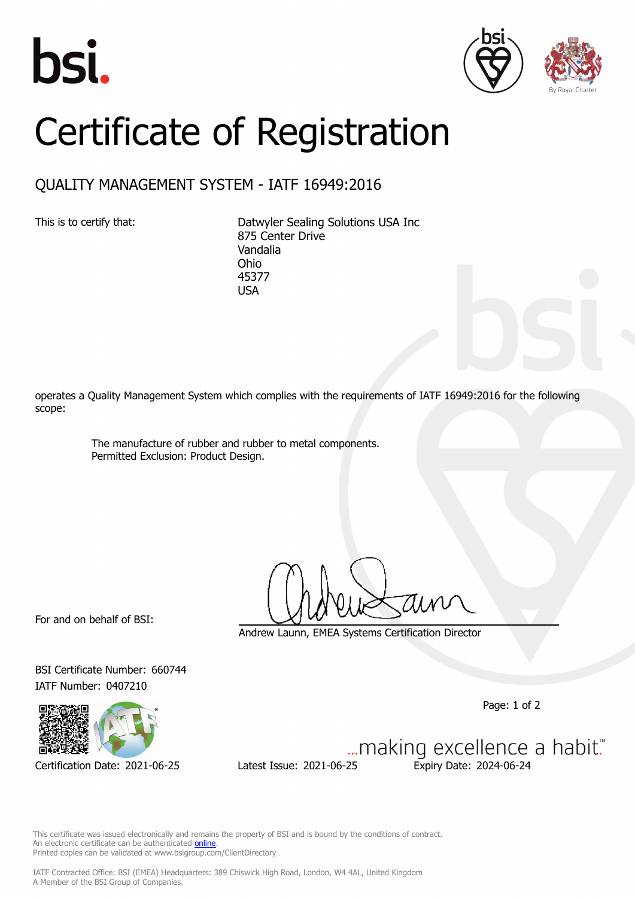bsi.

By Royal Charter

# Certificate of Registration

## QUALITY MANAGEMENT SYSTEM - IATF 16949:2016

This is to certify that:

Datwyler Sealing Solutions USA Inc
875 Center Drive
Vandalia
Ohio
45377
USA

operates a Quality Management System which complies with the requirements of IATF 16949:2016 for the following scope:

> The manufacture of rubber and rubber to metal components.
> Permitted Exclusion: Product Design.

For and on behalf of BSI:

Andrew Launn, EMEA Systems Certification Director

BSI Certificate Number: 660744
IATF Number: 0407210

Certification Date: 2021-06-25    Latest Issue: 2021-06-25    Expiry Date: 2024-06-24

...making excellence a habit.™

This certificate was issued electronically and remains the property of BSI and is bound by the conditions of contract.
An electronic certificate can be authenticated online.
Printed copies can be validated at www.bsigroup.com/ClientDirectory

IATF Contracted Office: BSI (EMEA) Headquarters: 389 Chiswick High Road, London, W4 4AL, United Kingdom
A Member of the BSI Group of Companies.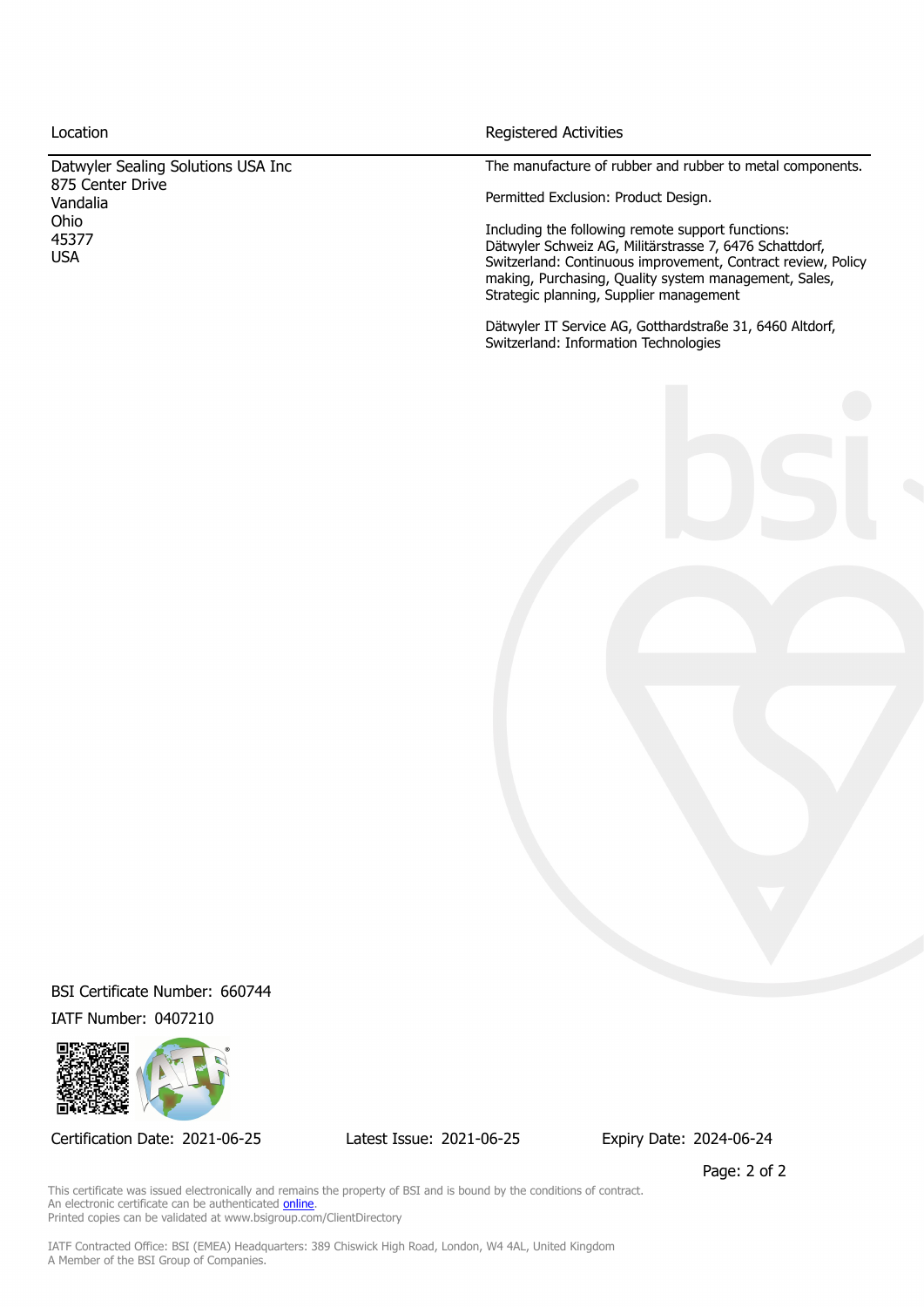| Location | Registered Activities |
| --- | --- |
| Datwyler Sealing Solutions USA Inc<br>875 Center Drive<br>Vandalia<br>Ohio<br>45377<br>USA | The manufacture of rubber and rubber to metal components.<br><br>Permitted Exclusion: Product Design.<br><br>Including the following remote support functions:<br>Dätwyler Schweiz AG, Militärstrasse 7, 6476 Schattdorf, Switzerland: Continuous improvement, Contract review, Policy making, Purchasing, Quality system management, Sales, Strategic planning, Supplier management<br><br>Dätwyler IT Service AG, Gotthardstraße 31, 6460 Altdorf, Switzerland: Information Technologies |

BSI Certificate Number: 660744

IATF Number: 0407210

Certification Date: 2021-06-25

Latest Issue: 2021-06-25

Expiry Date: 2024-06-24

This certificate was issued electronically and remains the property of BSI and is bound by the conditions of contract.
An electronic certificate can be authenticated online.
Printed copies can be validated at www.bsigroup.com/ClientDirectory

IATF Contracted Office: BSI (EMEA) Headquarters: 389 Chiswick High Road, London, W4 4AL, United Kingdom
A Member of the BSI Group of Companies.